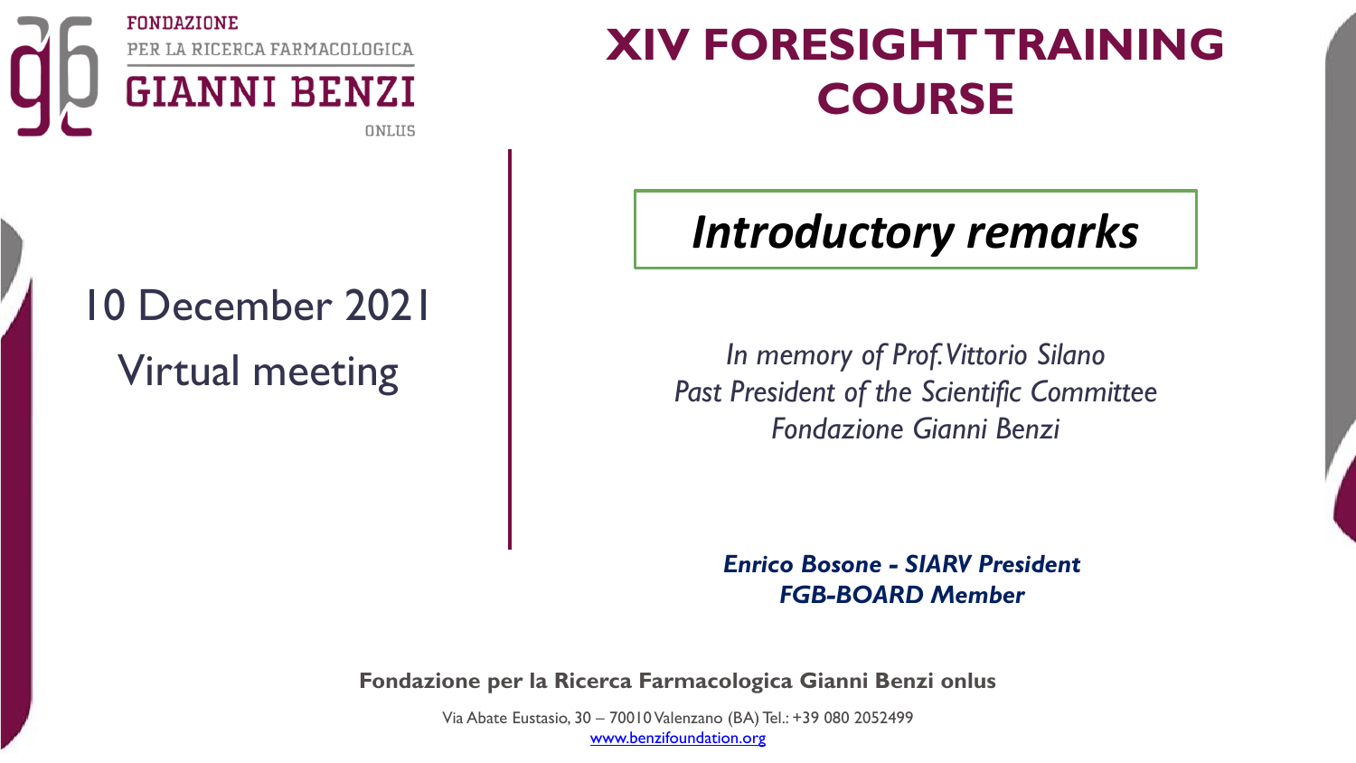FONDAZIONE
PER LA RICERCA FARMACOLOGICA
GIANNI BENZI
ONLUS

# XIV FORESIGHT TRAINING COURSE

10 December 2021
Virtual meeting

## *Introductory remarks*

*In memory of Prof. Vittorio Silano*
*Past President of the Scientific Committee*
*Fondazione Gianni Benzi*

***Enrico Bosone - SIARV President***
***FGB-BOARD Member***

**Fondazione per la Ricerca Farmacologica Gianni Benzi onlus**

Via Abate Eustasio, 30 – 70010 Valenzano (BA) Tel.: +39 080 2052499
www.benzifoundation.org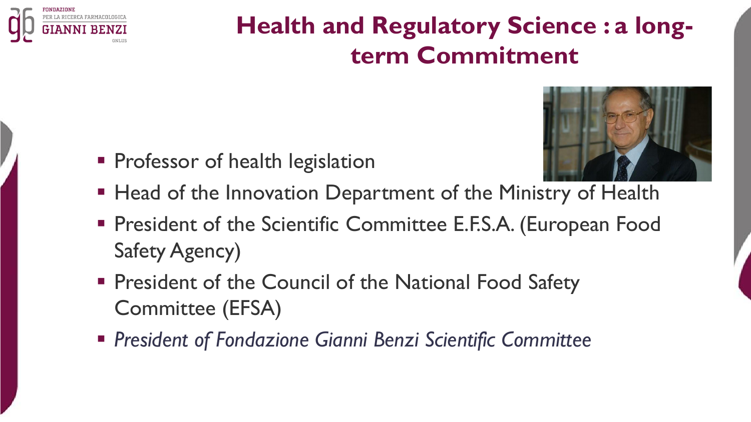# Health and Regulatory Science : a long-term Commitment

- Professor of health legislation
- Head of the Innovation Department of the Ministry of Health
- President of the Scientific Committee E.F.S.A. (European Food Safety Agency)
- President of the Council of the National Food Safety Committee (EFSA)
- *President of Fondazione Gianni Benzi Scientific Committee*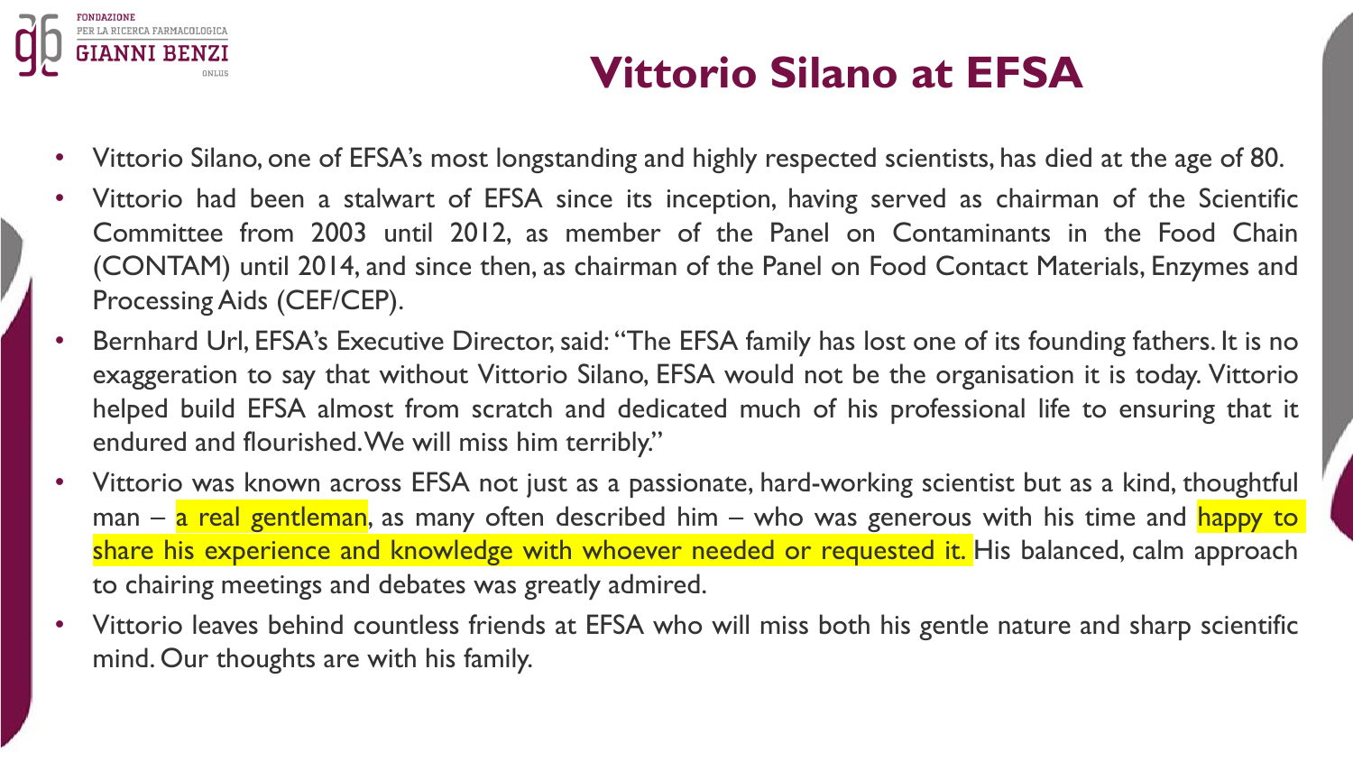# Vittorio Silano at EFSA

- Vittorio Silano, one of EFSA's most longstanding and highly respected scientists, has died at the age of 80.
- Vittorio had been a stalwart of EFSA since its inception, having served as chairman of the Scientific Committee from 2003 until 2012, as member of the Panel on Contaminants in the Food Chain (CONTAM) until 2014, and since then, as chairman of the Panel on Food Contact Materials, Enzymes and Processing Aids (CEF/CEP).
- Bernhard Url, EFSA's Executive Director, said: "The EFSA family has lost one of its founding fathers. It is no exaggeration to say that without Vittorio Silano, EFSA would not be the organisation it is today. Vittorio helped build EFSA almost from scratch and dedicated much of his professional life to ensuring that it endured and flourished. We will miss him terribly."
- Vittorio was known across EFSA not just as a passionate, hard-working scientist but as a kind, thoughtful man – a real gentleman, as many often described him – who was generous with his time and happy to share his experience and knowledge with whoever needed or requested it. His balanced, calm approach to chairing meetings and debates was greatly admired.
- Vittorio leaves behind countless friends at EFSA who will miss both his gentle nature and sharp scientific mind. Our thoughts are with his family.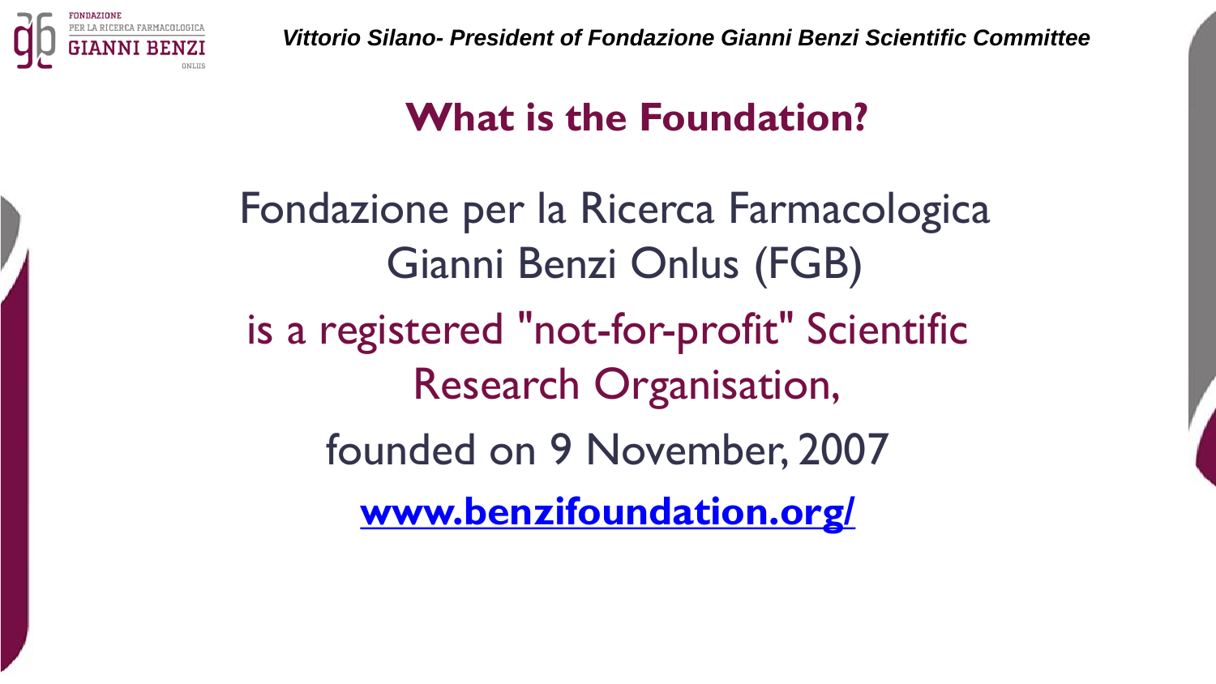# What is the Foundation?

Fondazione per la Ricerca Farmacologica Gianni Benzi Onlus (FGB)

is a registered "not-for-profit" Scientific Research Organisation,

founded on 9 November, 2007

**www.benzifoundation.org/**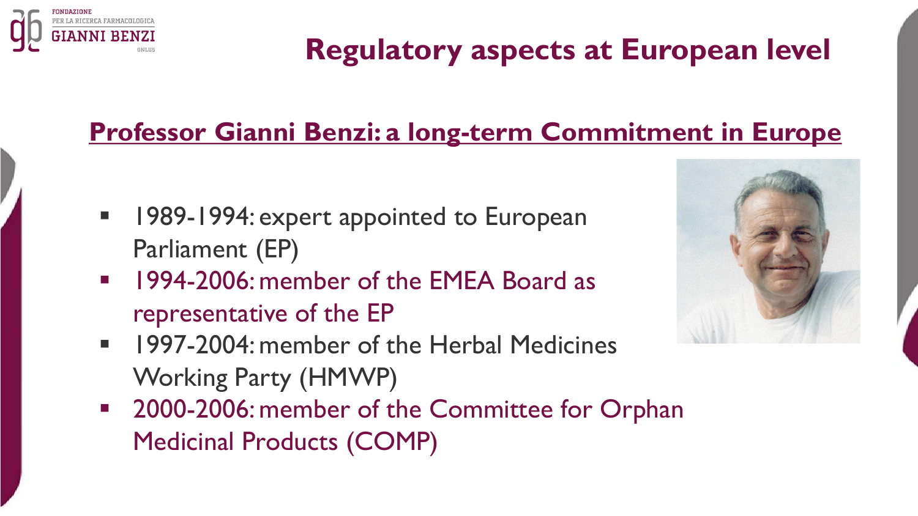# Regulatory aspects at European level

## Professor Gianni Benzi: a long-term Commitment in Europe

- 1989-1994: expert appointed to European Parliament (EP)
- 1994-2006: member of the EMEA Board as representative of the EP
- 1997-2004: member of the Herbal Medicines Working Party (HMWP)
- 2000-2006: member of the Committee for Orphan Medicinal Products (COMP)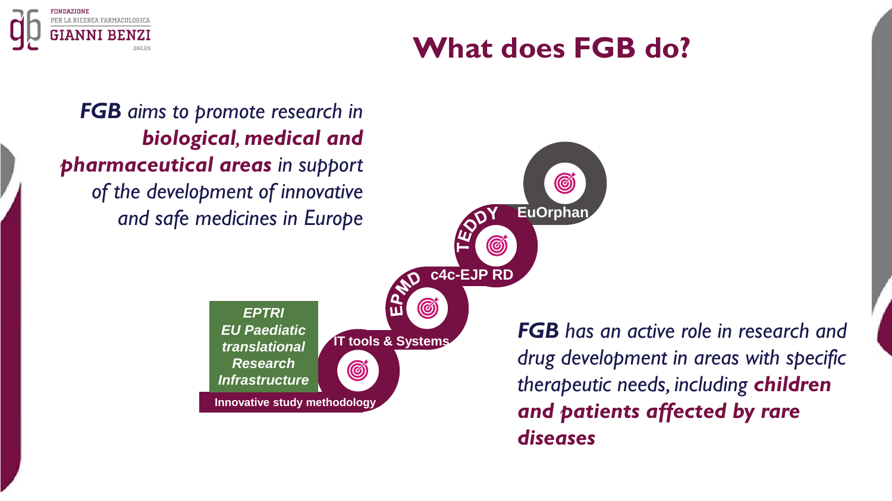# What does FGB do?

***FGB*** *aims to promote research in* ***biological, medical and pharmaceutical areas*** *in support of the development of innovative and safe medicines in Europe*

- ***EPTRI EU Paediatric translational Research Infrastructure***
- **Innovative study methodology**
- **IT tools & Systems**
- **EPMD**
- **c4c-EJP RD**
- **TEDDY**
- **EuOrphan**

***FGB*** *has an active role in research and drug development in areas with specific therapeutic needs, including* ***children and patients affected by rare diseases***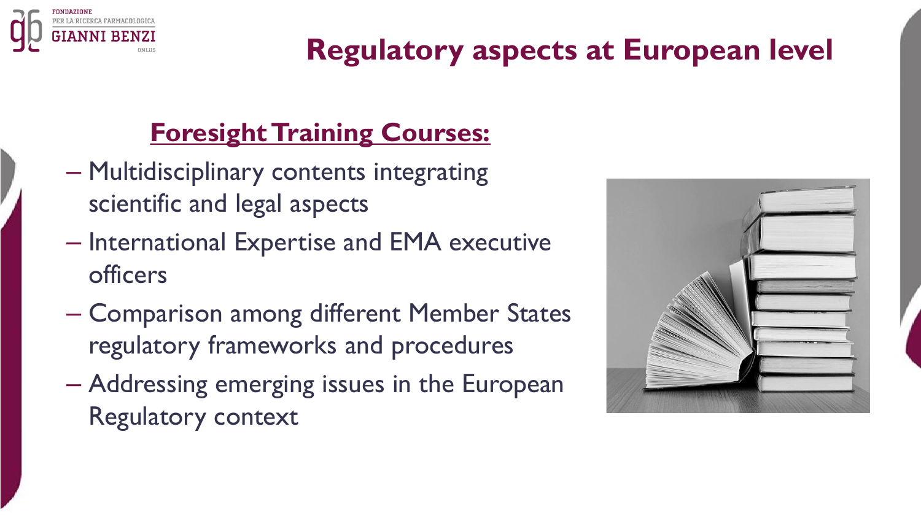# Regulatory aspects at European level

## Foresight Training Courses:

- Multidisciplinary contents integrating scientific and legal aspects
- International Expertise and EMA executive officers
- Comparison among different Member States regulatory frameworks and procedures
- Addressing emerging issues in the European Regulatory context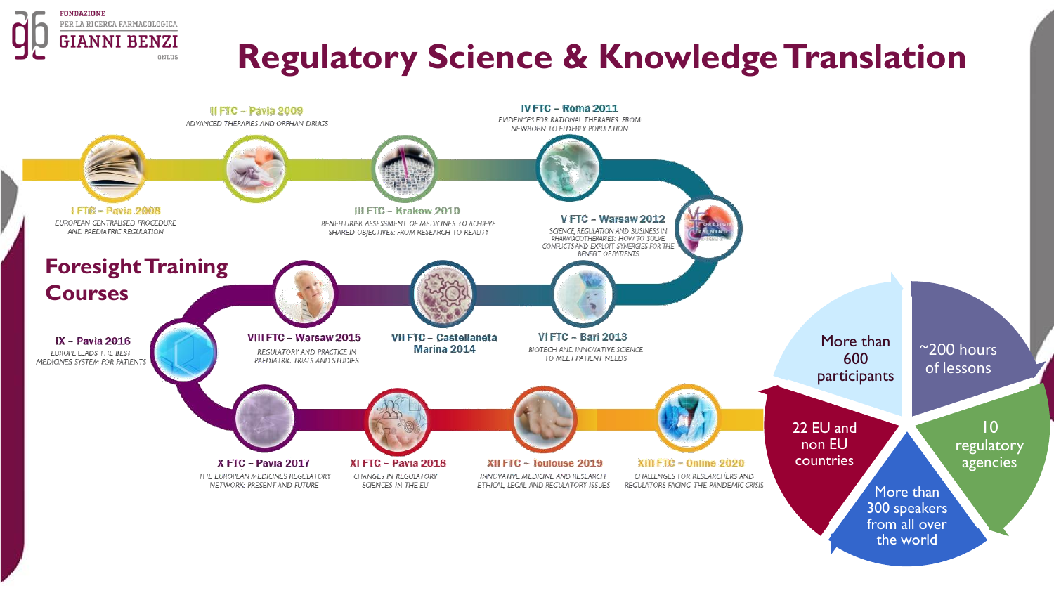FONDAZIONE PER LA RICERCA FARMACOLOGICA GIANNI BENZI ONLUS

# Regulatory Science & Knowledge Translation

## Foresight Training Courses

**I FTC – Pavia 2008**
EUROPEAN CENTRALISED PROCEDURE AND PAEDIATRIC REGULATION

**II FTC – Pavia 2009**
ADVANCED THERAPIES AND ORPHAN DRUGS

**III FTC – Krakow 2010**
BENEFIT/RISK ASSESSMENT OF MEDICINES TO ACHIEVE SHARED OBJECTIVES: FROM RESEARCH TO REALITY

**IV FTC – Roma 2011**
EVIDENCES FOR RATIONAL THERAPIES: FROM NEWBORN TO ELDERLY POPULATION

**V FTC – Warsaw 2012**
SCIENCE, REGULATION AND BUSINESS IN PHARMACOTHERAPIES: HOW TO SOLVE CONFLICTS AND EXPLOIT SYNERGIES FOR THE BENEFIT OF PATIENTS

**VI FTC – Bari 2013**
BIOTECH AND INNOVATIVE SCIENCE TO MEET PATIENT NEEDS

**VII FTC – Castellaneta Marina 2014**

**VIII FTC – Warsaw 2015**
REGULATORY AND PRACTICE IN PAEDIATRIC TRIALS AND STUDIES

**IX – Pavia 2016**
EUROPE LEADS THE BEST MEDICINES SYSTEM FOR PATIENTS

**X FTC – Pavia 2017**
THE EUROPEAN MEDICINES REGULATORY NETWORK: PRESENT AND FUTURE

**XI FTC – Pavia 2018**
CHANGES IN REGULATORY SCIENCES IN THE EU

**XII FTC – Toulouse 2019**
INNOVATIVE MEDICINE AND RESEARCH: ETHICAL, LEGAL AND REGULATORY ISSUES

**XIII FTC – Online 2020**
CHALLENGES FOR RESEARCHERS AND REGULATORS FACING THE PANDEMIC CRISIS

- More than 600 participants
- ~200 hours of lessons
- 10 regulatory agencies
- More than 300 speakers from all over the world
- 22 EU and non EU countries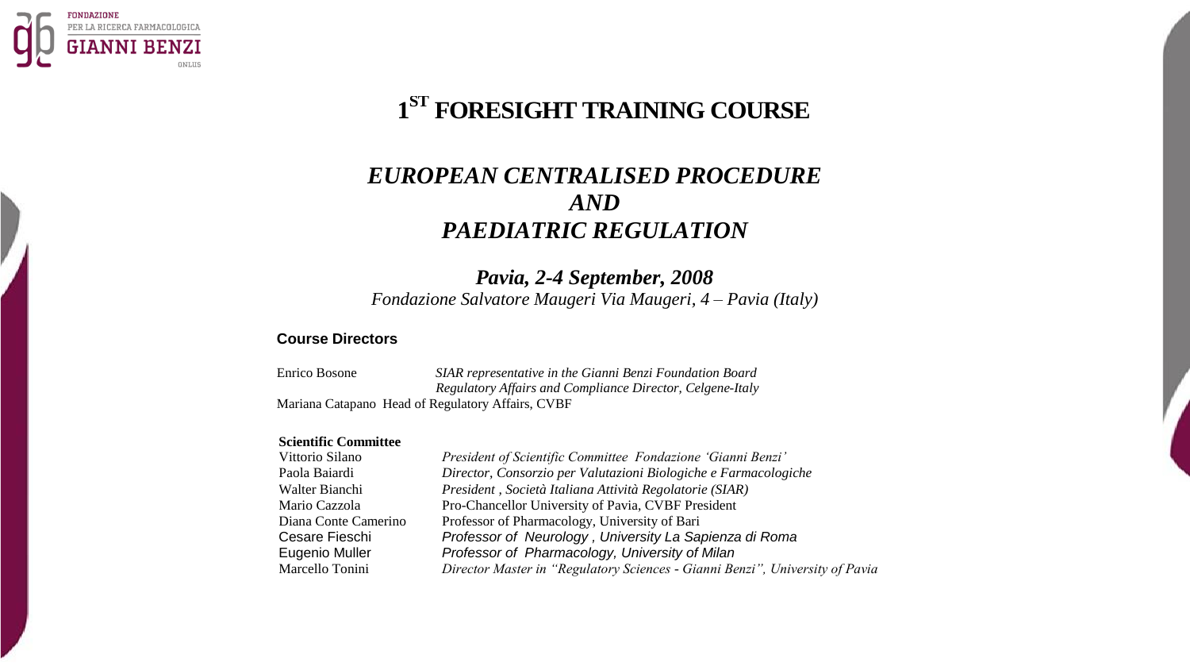FONDAZIONE PER LA RICERCA FARMACOLOGICA GIANNI BENZI ONLUS

# 1ST FORESIGHT TRAINING COURSE

## *EUROPEAN CENTRALISED PROCEDURE AND PAEDIATRIC REGULATION*

### *Pavia, 2-4 September, 2008*

*Fondazione Salvatore Maugeri Via Maugeri, 4 – Pavia (Italy)*

**Course Directors**

Enrico Bosone — *SIAR representative in the Gianni Benzi Foundation Board*
*Regulatory Affairs and Compliance Director, Celgene-Italy*

Mariana Catapano — Head of Regulatory Affairs, CVBF

**Scientific Committee**

| | |
|---|---|
| Vittorio Silano | *President of Scientific Committee Fondazione 'Gianni Benzi'* |
| Paola Baiardi | *Director, Consorzio per Valutazioni Biologiche e Farmacologiche* |
| Walter Bianchi | *President , Società Italiana Attività Regolatorie (SIAR)* |
| Mario Cazzola | Pro-Chancellor University of Pavia, CVBF President |
| Diana Conte Camerino | Professor of Pharmacology, University of Bari |
| Cesare Fieschi | *Professor of Neurology , University La Sapienza di Roma* |
| Eugenio Muller | *Professor of Pharmacology, University of Milan* |
| Marcello Tonini | *Director Master in "Regulatory Sciences - Gianni Benzi", University of Pavia* |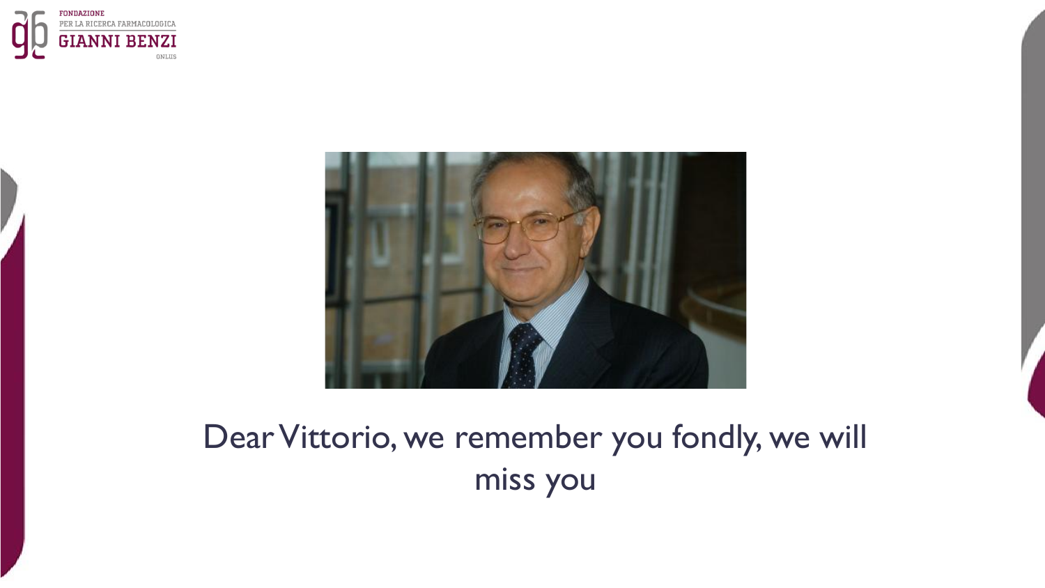Dear Vittorio, we remember you fondly, we will miss you